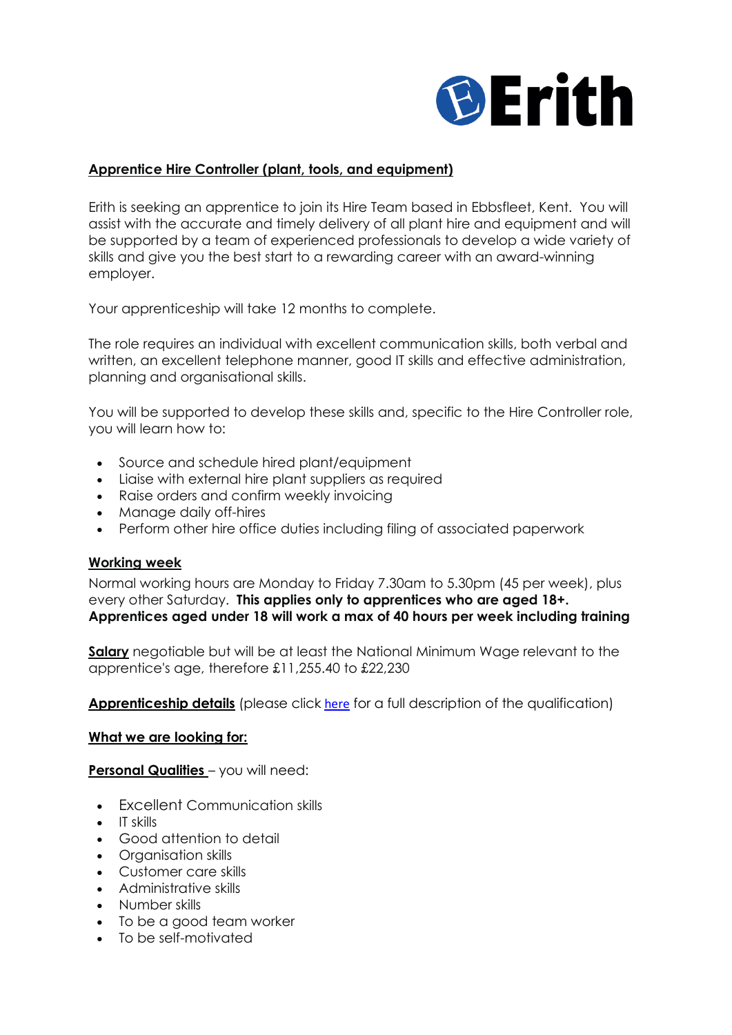Erith

## Apprentice Hire Controller (plant, tools, and equipment)

Erith is seeking an apprentice to join its Hire Team based in Ebbsfleet, Kent. You will assist with the accurate and timely delivery of all plant hire and equipment and will be supported by a team of experienced professionals to develop a wide variety of skills and give you the best start to a rewarding career with an award-winning employer.

Your apprenticeship will take 12 months to complete.

The role requires an individual with excellent communication skills, both verbal and written, an excellent telephone manner, good IT skills and effective administration, planning and organisational skills.

You will be supported to develop these skills and, specific to the Hire Controller role, you will learn how to:

- Source and schedule hired plant/equipment
- Liaise with external hire plant suppliers as required
- Raise orders and confirm weekly invoicing
- Manage daily off-hires
- Perform other hire office duties including filing of associated paperwork

### Working week

Normal working hours are Monday to Friday 7.30am to 5.30pm (45 per week), plus every other Saturday. **This applies only to apprentices who are aged 18+. Apprentices aged under 18 will work a max of 40 hours per week including training**

**Salary** negotiable but will be at least the National Minimum Wage relevant to the apprentice's age, therefore £11,255.40 to £22,230

**Apprenticeship details** (please click here for a full description of the qualification)

### What we are looking for:

**Personal Qualities** – you will need:

- Excellent Communication skills
- IT skills
- Good attention to detail
- Organisation skills
- Customer care skills
- Administrative skills
- Number skills
- To be a good team worker
- To be self-motivated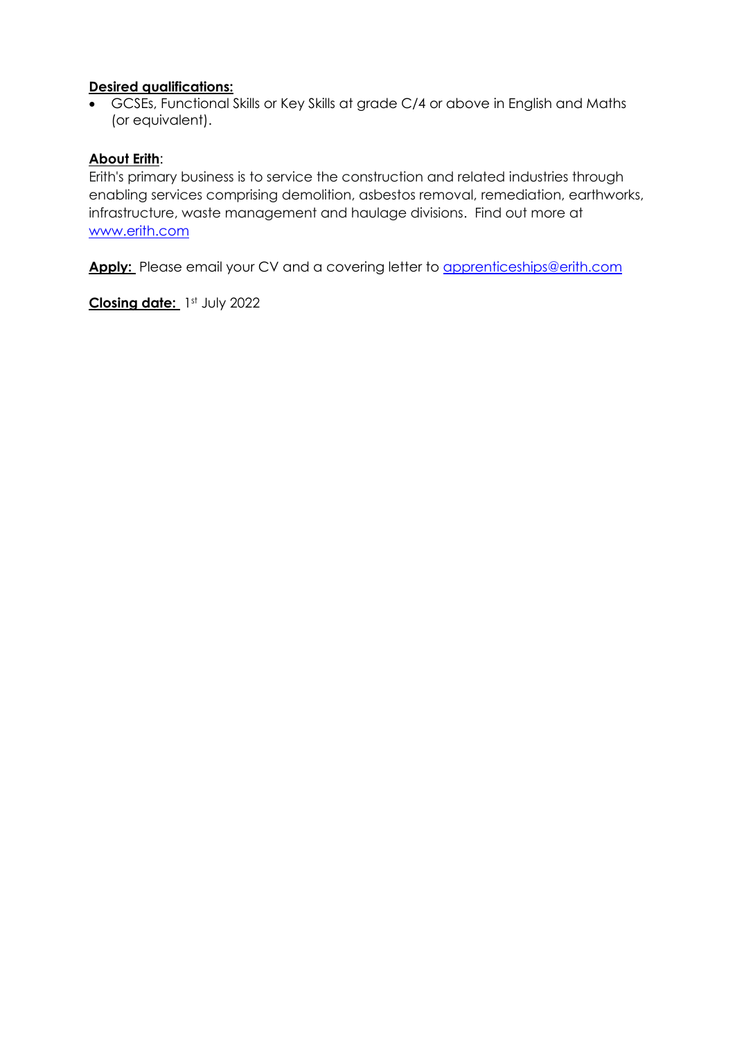**Desired qualifications:**

- GCSEs, Functional Skills or Key Skills at grade C/4 or above in English and Maths (or equivalent).

**About Erith**:

Erith's primary business is to service the construction and related industries through enabling services comprising demolition, asbestos removal, remediation, earthworks, infrastructure, waste management and haulage divisions. Find out more at www.erith.com

**Apply:** Please email your CV and a covering letter to apprenticeships@erith.com

**Closing date:** 1st July 2022